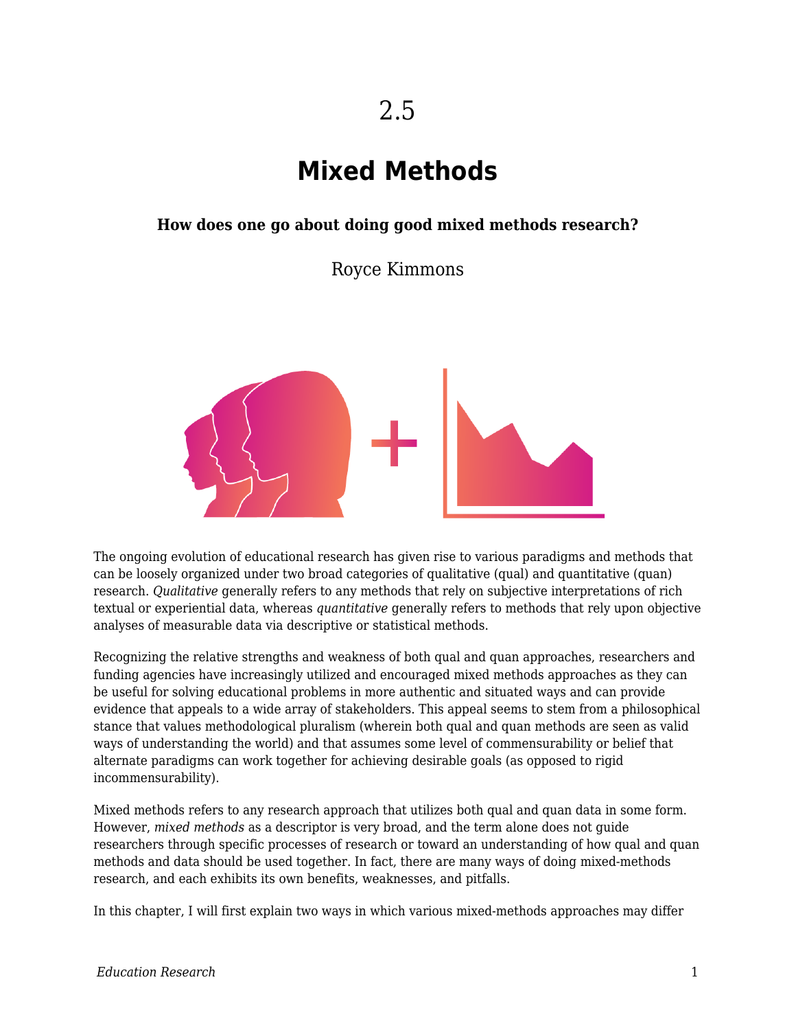# 2.5

# Mixed Methods

**How does one go about doing good mixed methods research?**

Royce Kimmons

The ongoing evolution of educational research has given rise to various paradigms and methods that can be loosely organized under two broad categories of qualitative (qual) and quantitative (quan) research. *Qualitative* generally refers to any methods that rely on subjective interpretations of rich textual or experiential data, whereas *quantitative* generally refers to methods that rely upon objective analyses of measurable data via descriptive or statistical methods.

Recognizing the relative strengths and weakness of both qual and quan approaches, researchers and funding agencies have increasingly utilized and encouraged mixed methods approaches as they can be useful for solving educational problems in more authentic and situated ways and can provide evidence that appeals to a wide array of stakeholders. This appeal seems to stem from a philosophical stance that values methodological pluralism (wherein both qual and quan methods are seen as valid ways of understanding the world) and that assumes some level of commensurability or belief that alternate paradigms can work together for achieving desirable goals (as opposed to rigid incommensurability).

Mixed methods refers to any research approach that utilizes both qual and quan data in some form. However, *mixed methods* as a descriptor is very broad, and the term alone does not guide researchers through specific processes of research or toward an understanding of how qual and quan methods and data should be used together. In fact, there are many ways of doing mixed-methods research, and each exhibits its own benefits, weaknesses, and pitfalls.

In this chapter, I will first explain two ways in which various mixed-methods approaches may differ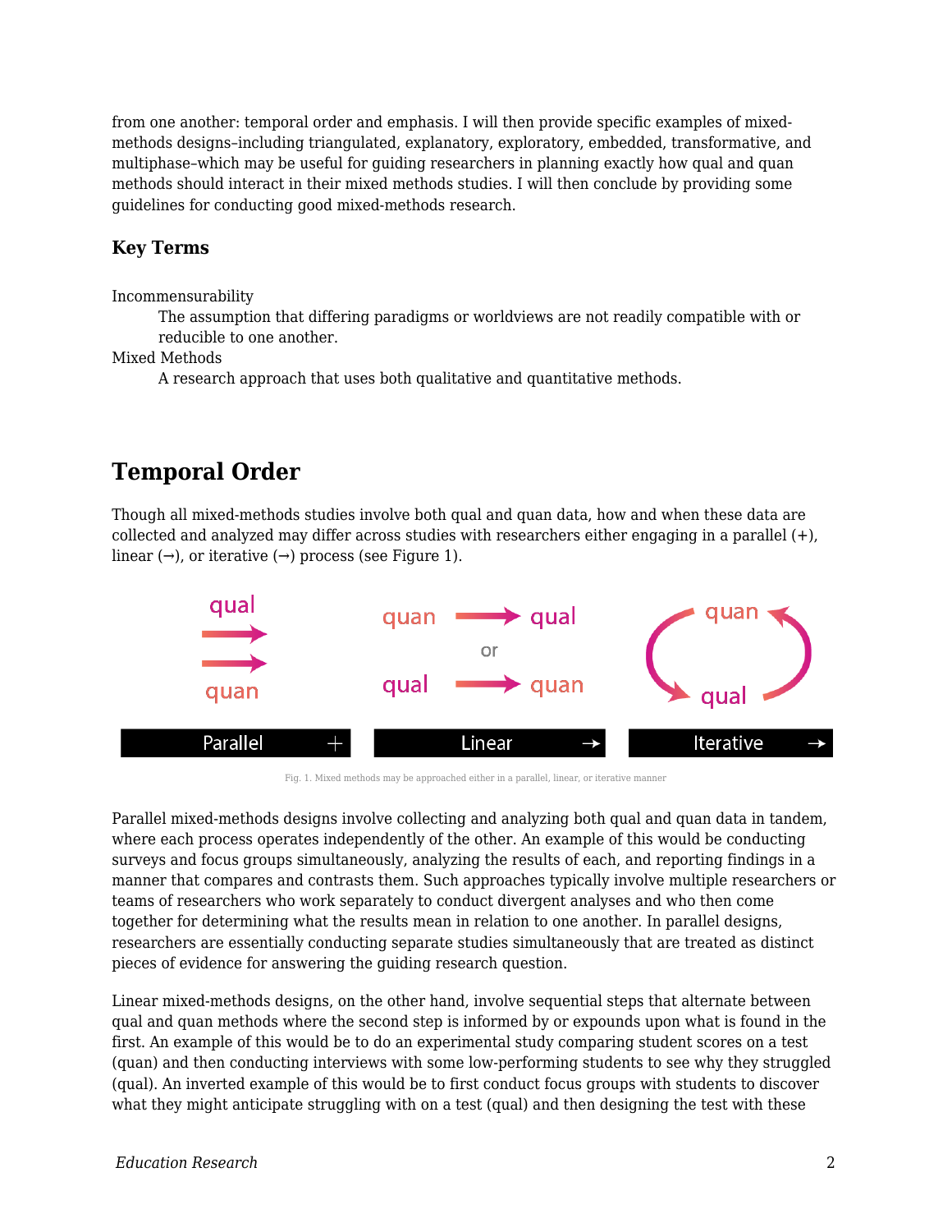from one another: temporal order and emphasis. I will then provide specific examples of mixed-methods designs–including triangulated, explanatory, exploratory, embedded, transformative, and multiphase–which may be useful for guiding researchers in planning exactly how qual and quan methods should interact in their mixed methods studies. I will then conclude by providing some guidelines for conducting good mixed-methods research.

### Key Terms

Incommensurability
: The assumption that differing paradigms or worldviews are not readily compatible with or reducible to one another.

Mixed Methods
: A research approach that uses both qualitative and quantitative methods.

## Temporal Order

Though all mixed-methods studies involve both qual and quan data, how and when these data are collected and analyzed may differ across studies with researchers either engaging in a parallel (+), linear (→), or iterative (→) process (see Figure 1).

Fig. 1. Mixed methods may be approached either in a parallel, linear, or iterative manner

Parallel mixed-methods designs involve collecting and analyzing both qual and quan data in tandem, where each process operates independently of the other. An example of this would be conducting surveys and focus groups simultaneously, analyzing the results of each, and reporting findings in a manner that compares and contrasts them. Such approaches typically involve multiple researchers or teams of researchers who work separately to conduct divergent analyses and who then come together for determining what the results mean in relation to one another. In parallel designs, researchers are essentially conducting separate studies simultaneously that are treated as distinct pieces of evidence for answering the guiding research question.

Linear mixed-methods designs, on the other hand, involve sequential steps that alternate between qual and quan methods where the second step is informed by or expounds upon what is found in the first. An example of this would be to do an experimental study comparing student scores on a test (quan) and then conducting interviews with some low-performing students to see why they struggled (qual). An inverted example of this would be to first conduct focus groups with students to discover what they might anticipate struggling with on a test (qual) and then designing the test with these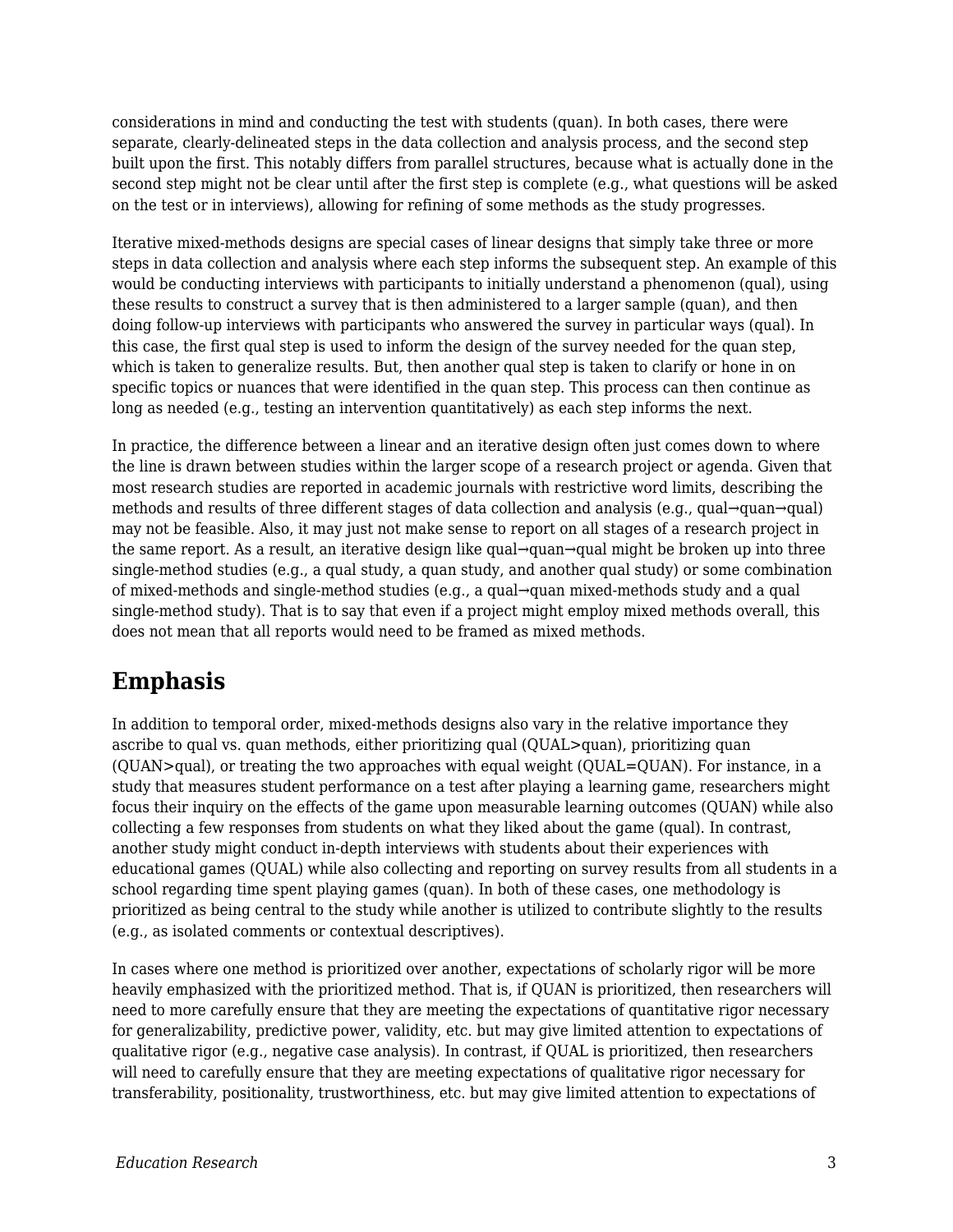considerations in mind and conducting the test with students (quan). In both cases, there were separate, clearly-delineated steps in the data collection and analysis process, and the second step built upon the first. This notably differs from parallel structures, because what is actually done in the second step might not be clear until after the first step is complete (e.g., what questions will be asked on the test or in interviews), allowing for refining of some methods as the study progresses.

Iterative mixed-methods designs are special cases of linear designs that simply take three or more steps in data collection and analysis where each step informs the subsequent step. An example of this would be conducting interviews with participants to initially understand a phenomenon (qual), using these results to construct a survey that is then administered to a larger sample (quan), and then doing follow-up interviews with participants who answered the survey in particular ways (qual). In this case, the first qual step is used to inform the design of the survey needed for the quan step, which is taken to generalize results. But, then another qual step is taken to clarify or hone in on specific topics or nuances that were identified in the quan step. This process can then continue as long as needed (e.g., testing an intervention quantitatively) as each step informs the next.

In practice, the difference between a linear and an iterative design often just comes down to where the line is drawn between studies within the larger scope of a research project or agenda. Given that most research studies are reported in academic journals with restrictive word limits, describing the methods and results of three different stages of data collection and analysis (e.g., qual→quan→qual) may not be feasible. Also, it may just not make sense to report on all stages of a research project in the same report. As a result, an iterative design like qual→quan→qual might be broken up into three single-method studies (e.g., a qual study, a quan study, and another qual study) or some combination of mixed-methods and single-method studies (e.g., a qual→quan mixed-methods study and a qual single-method study). That is to say that even if a project might employ mixed methods overall, this does not mean that all reports would need to be framed as mixed methods.

## Emphasis

In addition to temporal order, mixed-methods designs also vary in the relative importance they ascribe to qual vs. quan methods, either prioritizing qual (QUAL>quan), prioritizing quan (QUAN>qual), or treating the two approaches with equal weight (QUAL=QUAN). For instance, in a study that measures student performance on a test after playing a learning game, researchers might focus their inquiry on the effects of the game upon measurable learning outcomes (QUAN) while also collecting a few responses from students on what they liked about the game (qual). In contrast, another study might conduct in-depth interviews with students about their experiences with educational games (QUAL) while also collecting and reporting on survey results from all students in a school regarding time spent playing games (quan). In both of these cases, one methodology is prioritized as being central to the study while another is utilized to contribute slightly to the results (e.g., as isolated comments or contextual descriptives).

In cases where one method is prioritized over another, expectations of scholarly rigor will be more heavily emphasized with the prioritized method. That is, if QUAN is prioritized, then researchers will need to more carefully ensure that they are meeting the expectations of quantitative rigor necessary for generalizability, predictive power, validity, etc. but may give limited attention to expectations of qualitative rigor (e.g., negative case analysis). In contrast, if QUAL is prioritized, then researchers will need to carefully ensure that they are meeting expectations of qualitative rigor necessary for transferability, positionality, trustworthiness, etc. but may give limited attention to expectations of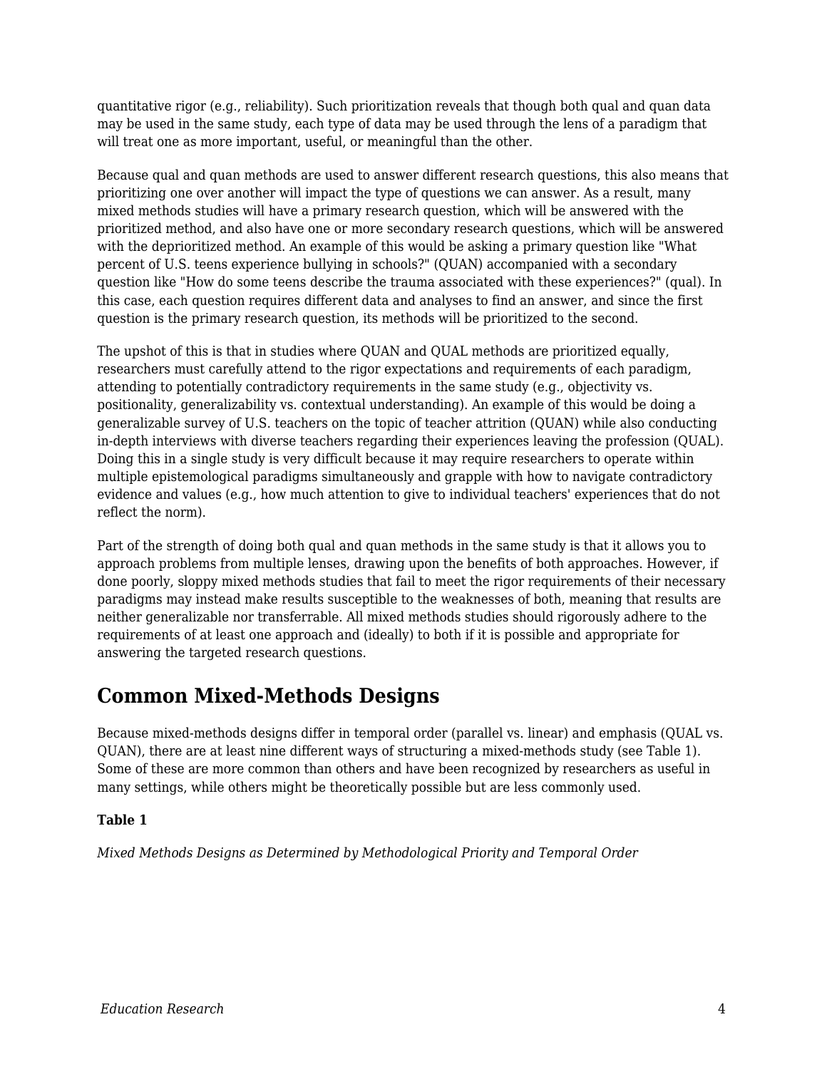quantitative rigor (e.g., reliability). Such prioritization reveals that though both qual and quan data may be used in the same study, each type of data may be used through the lens of a paradigm that will treat one as more important, useful, or meaningful than the other.

Because qual and quan methods are used to answer different research questions, this also means that prioritizing one over another will impact the type of questions we can answer. As a result, many mixed methods studies will have a primary research question, which will be answered with the prioritized method, and also have one or more secondary research questions, which will be answered with the deprioritized method. An example of this would be asking a primary question like "What percent of U.S. teens experience bullying in schools?" (QUAN) accompanied with a secondary question like "How do some teens describe the trauma associated with these experiences?" (qual). In this case, each question requires different data and analyses to find an answer, and since the first question is the primary research question, its methods will be prioritized to the second.

The upshot of this is that in studies where QUAN and QUAL methods are prioritized equally, researchers must carefully attend to the rigor expectations and requirements of each paradigm, attending to potentially contradictory requirements in the same study (e.g., objectivity vs. positionality, generalizability vs. contextual understanding). An example of this would be doing a generalizable survey of U.S. teachers on the topic of teacher attrition (QUAN) while also conducting in-depth interviews with diverse teachers regarding their experiences leaving the profession (QUAL). Doing this in a single study is very difficult because it may require researchers to operate within multiple epistemological paradigms simultaneously and grapple with how to navigate contradictory evidence and values (e.g., how much attention to give to individual teachers' experiences that do not reflect the norm).

Part of the strength of doing both qual and quan methods in the same study is that it allows you to approach problems from multiple lenses, drawing upon the benefits of both approaches. However, if done poorly, sloppy mixed methods studies that fail to meet the rigor requirements of their necessary paradigms may instead make results susceptible to the weaknesses of both, meaning that results are neither generalizable nor transferrable. All mixed methods studies should rigorously adhere to the requirements of at least one approach and (ideally) to both if it is possible and appropriate for answering the targeted research questions.

## Common Mixed-Methods Designs

Because mixed-methods designs differ in temporal order (parallel vs. linear) and emphasis (QUAL vs. QUAN), there are at least nine different ways of structuring a mixed-methods study (see Table 1). Some of these are more common than others and have been recognized by researchers as useful in many settings, while others might be theoretically possible but are less commonly used.

**Table 1**

*Mixed Methods Designs as Determined by Methodological Priority and Temporal Order*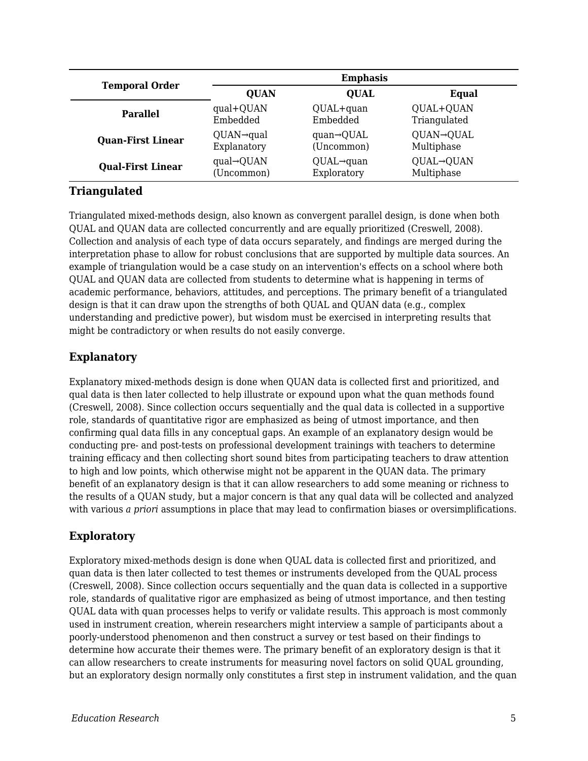| Temporal Order | Emphasis | | |
|---|---|---|---|
| | **QUAN** | **QUAL** | **Equal** |
| **Parallel** | qual+QUAN Embedded | QUAL+quan Embedded | QUAL+QUAN Triangulated |
| **Quan-First Linear** | QUAN→qual Explanatory | quan→QUAL (Uncommon) | QUAN→QUAL Multiphase |
| **Qual-First Linear** | qual→QUAN (Uncommon) | QUAL→quan Exploratory | QUAL→QUAN Multiphase |

### Triangulated

Triangulated mixed-methods design, also known as convergent parallel design, is done when both QUAL and QUAN data are collected concurrently and are equally prioritized (Creswell, 2008). Collection and analysis of each type of data occurs separately, and findings are merged during the interpretation phase to allow for robust conclusions that are supported by multiple data sources. An example of triangulation would be a case study on an intervention's effects on a school where both QUAL and QUAN data are collected from students to determine what is happening in terms of academic performance, behaviors, attitudes, and perceptions. The primary benefit of a triangulated design is that it can draw upon the strengths of both QUAL and QUAN data (e.g., complex understanding and predictive power), but wisdom must be exercised in interpreting results that might be contradictory or when results do not easily converge.

### Explanatory

Explanatory mixed-methods design is done when QUAN data is collected first and prioritized, and qual data is then later collected to help illustrate or expound upon what the quan methods found (Creswell, 2008). Since collection occurs sequentially and the qual data is collected in a supportive role, standards of quantitative rigor are emphasized as being of utmost importance, and then confirming qual data fills in any conceptual gaps. An example of an explanatory design would be conducting pre- and post-tests on professional development trainings with teachers to determine training efficacy and then collecting short sound bites from participating teachers to draw attention to high and low points, which otherwise might not be apparent in the QUAN data. The primary benefit of an explanatory design is that it can allow researchers to add some meaning or richness to the results of a QUAN study, but a major concern is that any qual data will be collected and analyzed with various *a priori* assumptions in place that may lead to confirmation biases or oversimplifications.

### Exploratory

Exploratory mixed-methods design is done when QUAL data is collected first and prioritized, and quan data is then later collected to test themes or instruments developed from the QUAL process (Creswell, 2008). Since collection occurs sequentially and the quan data is collected in a supportive role, standards of qualitative rigor are emphasized as being of utmost importance, and then testing QUAL data with quan processes helps to verify or validate results. This approach is most commonly used in instrument creation, wherein researchers might interview a sample of participants about a poorly-understood phenomenon and then construct a survey or test based on their findings to determine how accurate their themes were. The primary benefit of an exploratory design is that it can allow researchers to create instruments for measuring novel factors on solid QUAL grounding, but an exploratory design normally only constitutes a first step in instrument validation, and the quan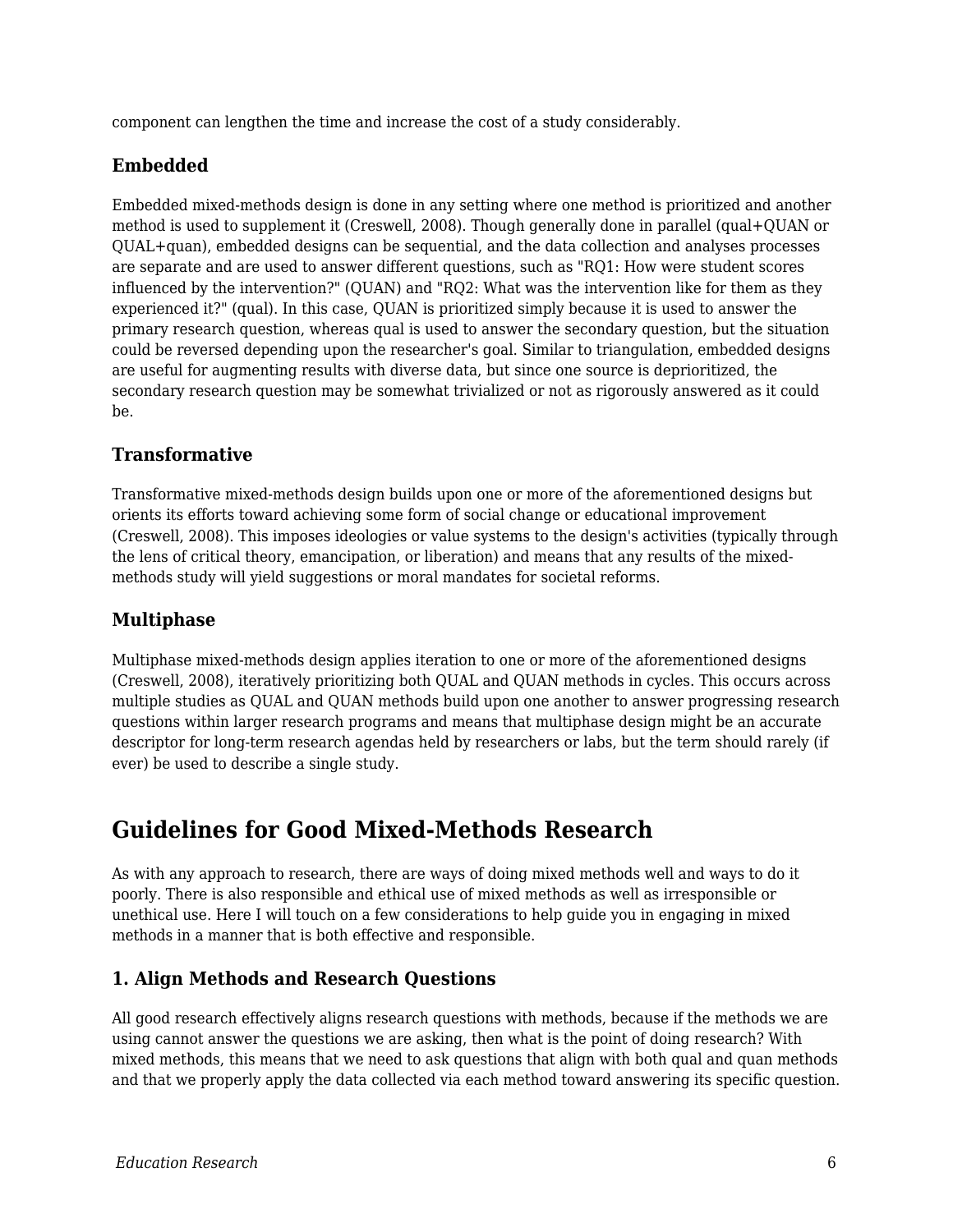component can lengthen the time and increase the cost of a study considerably.

### Embedded

Embedded mixed-methods design is done in any setting where one method is prioritized and another method is used to supplement it (Creswell, 2008). Though generally done in parallel (qual+QUAN or QUAL+quan), embedded designs can be sequential, and the data collection and analyses processes are separate and are used to answer different questions, such as "RQ1: How were student scores influenced by the intervention?" (QUAN) and "RQ2: What was the intervention like for them as they experienced it?" (qual). In this case, QUAN is prioritized simply because it is used to answer the primary research question, whereas qual is used to answer the secondary question, but the situation could be reversed depending upon the researcher's goal. Similar to triangulation, embedded designs are useful for augmenting results with diverse data, but since one source is deprioritized, the secondary research question may be somewhat trivialized or not as rigorously answered as it could be.

### Transformative

Transformative mixed-methods design builds upon one or more of the aforementioned designs but orients its efforts toward achieving some form of social change or educational improvement (Creswell, 2008). This imposes ideologies or value systems to the design's activities (typically through the lens of critical theory, emancipation, or liberation) and means that any results of the mixed-methods study will yield suggestions or moral mandates for societal reforms.

### Multiphase

Multiphase mixed-methods design applies iteration to one or more of the aforementioned designs (Creswell, 2008), iteratively prioritizing both QUAL and QUAN methods in cycles. This occurs across multiple studies as QUAL and QUAN methods build upon one another to answer progressing research questions within larger research programs and means that multiphase design might be an accurate descriptor for long-term research agendas held by researchers or labs, but the term should rarely (if ever) be used to describe a single study.

## Guidelines for Good Mixed-Methods Research

As with any approach to research, there are ways of doing mixed methods well and ways to do it poorly. There is also responsible and ethical use of mixed methods as well as irresponsible or unethical use. Here I will touch on a few considerations to help guide you in engaging in mixed methods in a manner that is both effective and responsible.

### 1. Align Methods and Research Questions

All good research effectively aligns research questions with methods, because if the methods we are using cannot answer the questions we are asking, then what is the point of doing research? With mixed methods, this means that we need to ask questions that align with both qual and quan methods and that we properly apply the data collected via each method toward answering its specific question.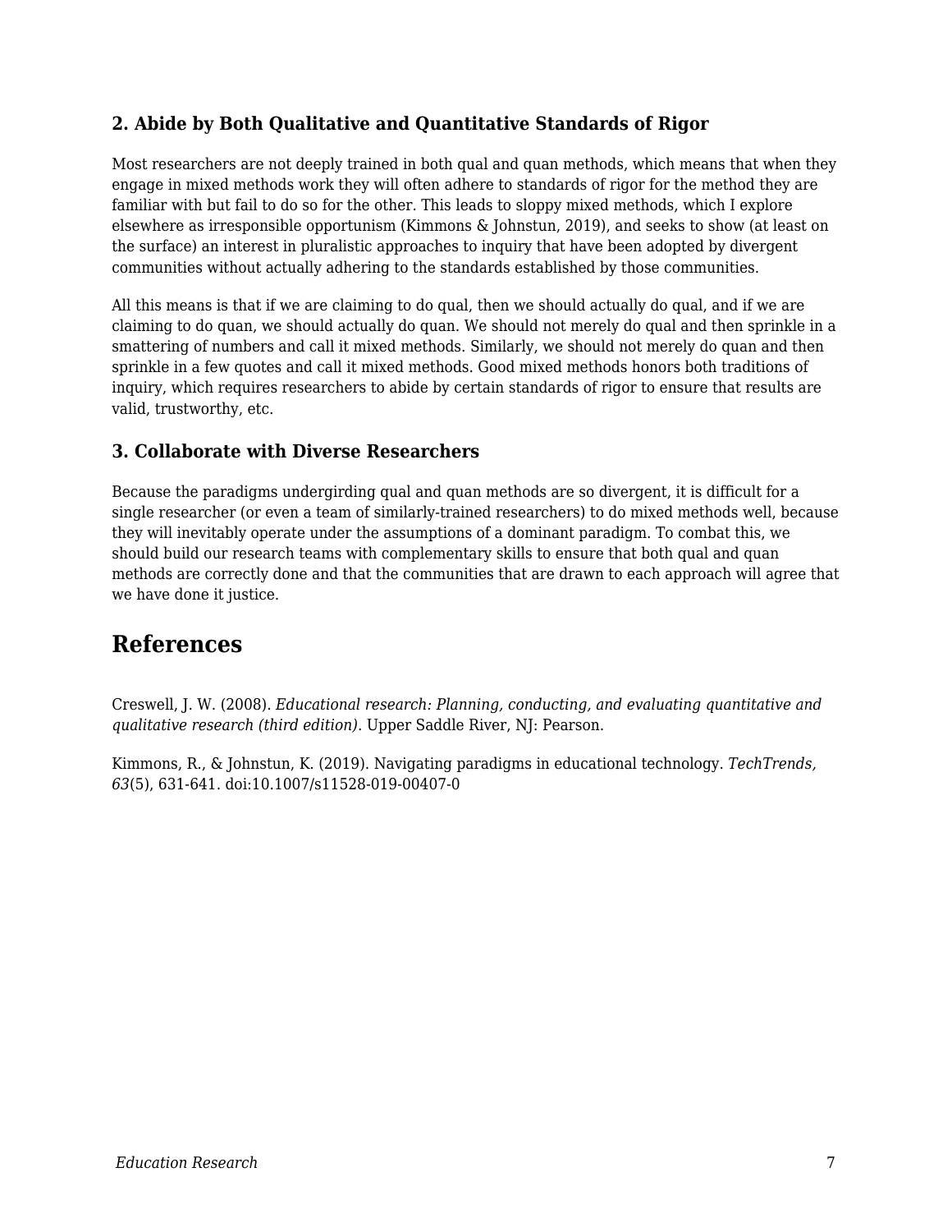### 2. Abide by Both Qualitative and Quantitative Standards of Rigor

Most researchers are not deeply trained in both qual and quan methods, which means that when they engage in mixed methods work they will often adhere to standards of rigor for the method they are familiar with but fail to do so for the other. This leads to sloppy mixed methods, which I explore elsewhere as irresponsible opportunism (Kimmons & Johnstun, 2019), and seeks to show (at least on the surface) an interest in pluralistic approaches to inquiry that have been adopted by divergent communities without actually adhering to the standards established by those communities.

All this means is that if we are claiming to do qual, then we should actually do qual, and if we are claiming to do quan, we should actually do quan. We should not merely do qual and then sprinkle in a smattering of numbers and call it mixed methods. Similarly, we should not merely do quan and then sprinkle in a few quotes and call it mixed methods. Good mixed methods honors both traditions of inquiry, which requires researchers to abide by certain standards of rigor to ensure that results are valid, trustworthy, etc.

### 3. Collaborate with Diverse Researchers

Because the paradigms undergirding qual and quan methods are so divergent, it is difficult for a single researcher (or even a team of similarly-trained researchers) to do mixed methods well, because they will inevitably operate under the assumptions of a dominant paradigm. To combat this, we should build our research teams with complementary skills to ensure that both qual and quan methods are correctly done and that the communities that are drawn to each approach will agree that we have done it justice.

## References

Creswell, J. W. (2008). *Educational research: Planning, conducting, and evaluating quantitative and qualitative research (third edition)*. Upper Saddle River, NJ: Pearson.

Kimmons, R., & Johnstun, K. (2019). Navigating paradigms in educational technology. *TechTrends, 63*(5), 631-641. doi:10.1007/s11528-019-00407-0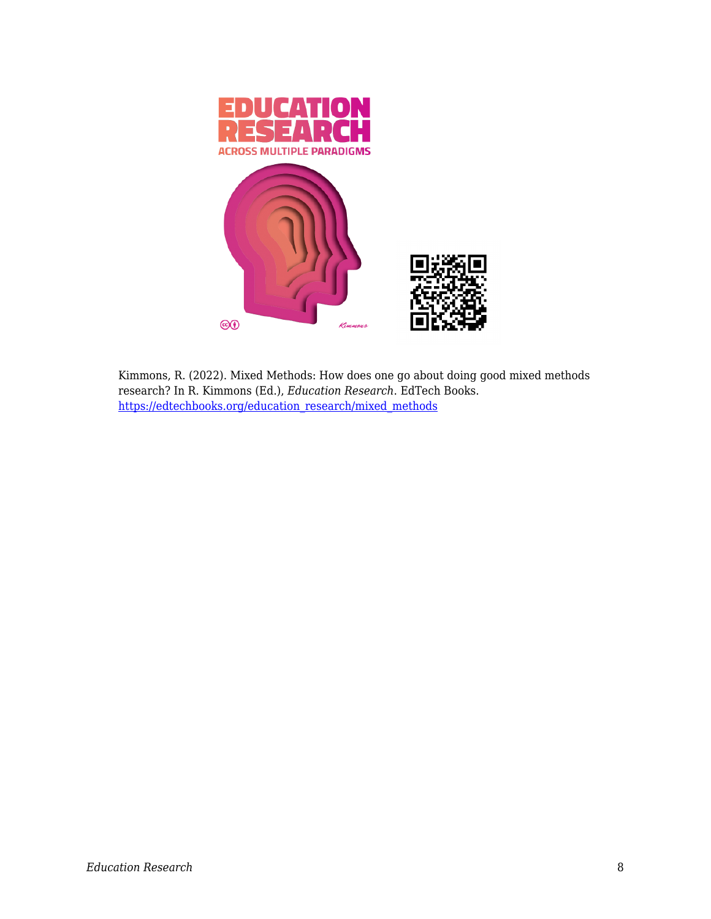Kimmons, R. (2022). Mixed Methods: How does one go about doing good mixed methods research? In R. Kimmons (Ed.), *Education Research*. EdTech Books. https://edtechbooks.org/education_research/mixed_methods